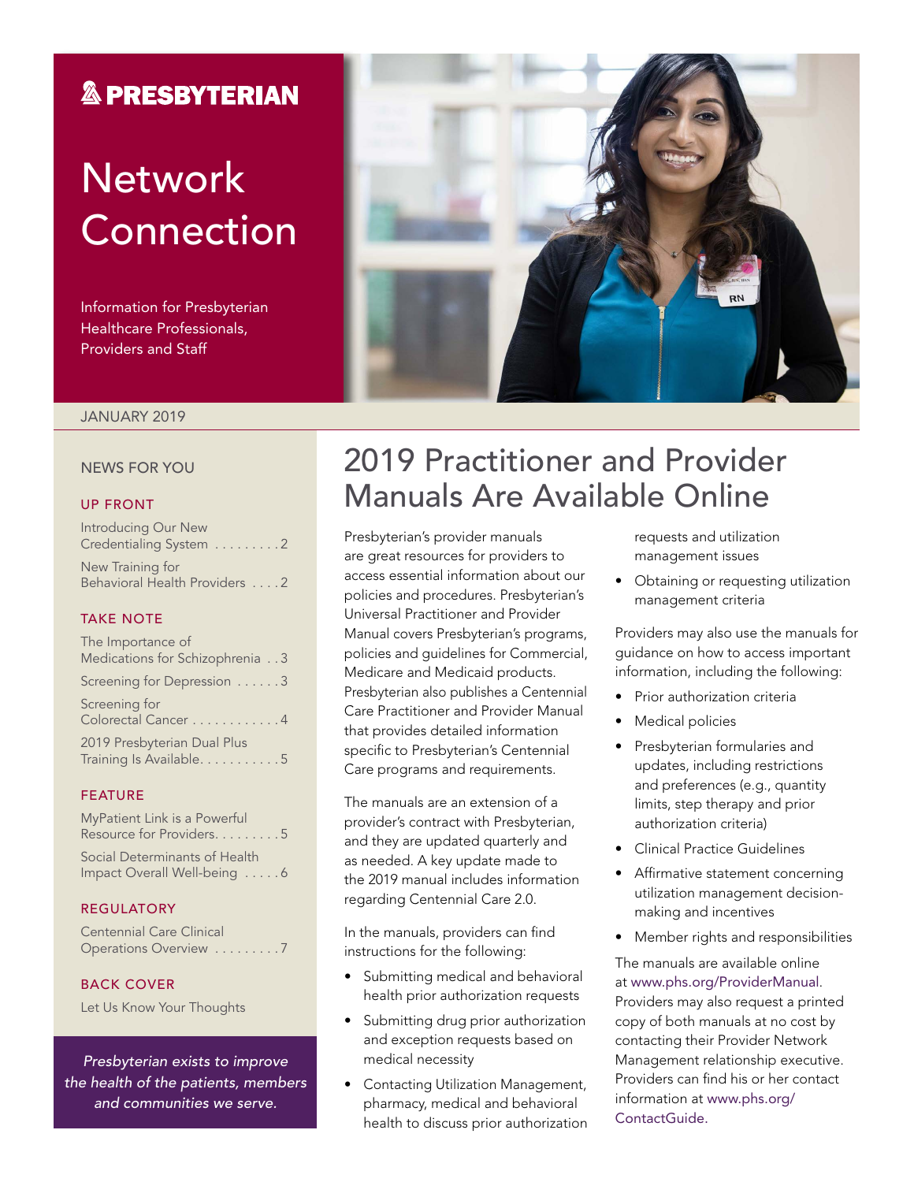PRESBYTERIAN

# Network Connection

Information for Presbyterian Healthcare Professionals, Providers and Staff

JANUARY 2019

## NEWS FOR YOU

### UP FRONT

Introducing Our New Credentialing System . . . . . . . . . 2

New Training for Behavioral Health Providers . . . . 2

### TAKE NOTE

The Importance of Medications for Schizophrenia . . 3

Screening for Depression . . . . . . 3

Screening for Colorectal Cancer . . . . . . . . . . . . 4

2019 Presbyterian Dual Plus Training Is Available. . . . . . . . . . . 5

### FEATURE

MyPatient Link is a Powerful Resource for Providers. . . . . . . . . 5

Social Determinants of Health Impact Overall Well-being . . . . . 6

### REGULATORY

Centennial Care Clinical Operations Overview . . . . . . . . . 7

### BACK COVER

Let Us Know Your Thoughts

*Presbyterian exists to improve the health of the patients, members and communities we serve.*

# 2019 Practitioner and Provider Manuals Are Available Online

Presbyterian's provider manuals are great resources for providers to access essential information about our policies and procedures. Presbyterian's Universal Practitioner and Provider Manual covers Presbyterian's programs, policies and guidelines for Commercial, Medicare and Medicaid products. Presbyterian also publishes a Centennial Care Practitioner and Provider Manual that provides detailed information specific to Presbyterian's Centennial Care programs and requirements.

The manuals are an extension of a provider's contract with Presbyterian, and they are updated quarterly and as needed. A key update made to the 2019 manual includes information regarding Centennial Care 2.0.

In the manuals, providers can find instructions for the following:

- Submitting medical and behavioral health prior authorization requests
- Submitting drug prior authorization and exception requests based on medical necessity
- Contacting Utilization Management, pharmacy, medical and behavioral health to discuss prior authorization requests and utilization management issues
- Obtaining or requesting utilization management criteria

Providers may also use the manuals for guidance on how to access important information, including the following:

- Prior authorization criteria
- Medical policies
- Presbyterian formularies and updates, including restrictions and preferences (e.g., quantity limits, step therapy and prior authorization criteria)
- Clinical Practice Guidelines
- Affirmative statement concerning utilization management decision-making and incentives
- Member rights and responsibilities

The manuals are available online at www.phs.org/ProviderManual. Providers may also request a printed copy of both manuals at no cost by contacting their Provider Network Management relationship executive. Providers can find his or her contact information at www.phs.org/ContactGuide.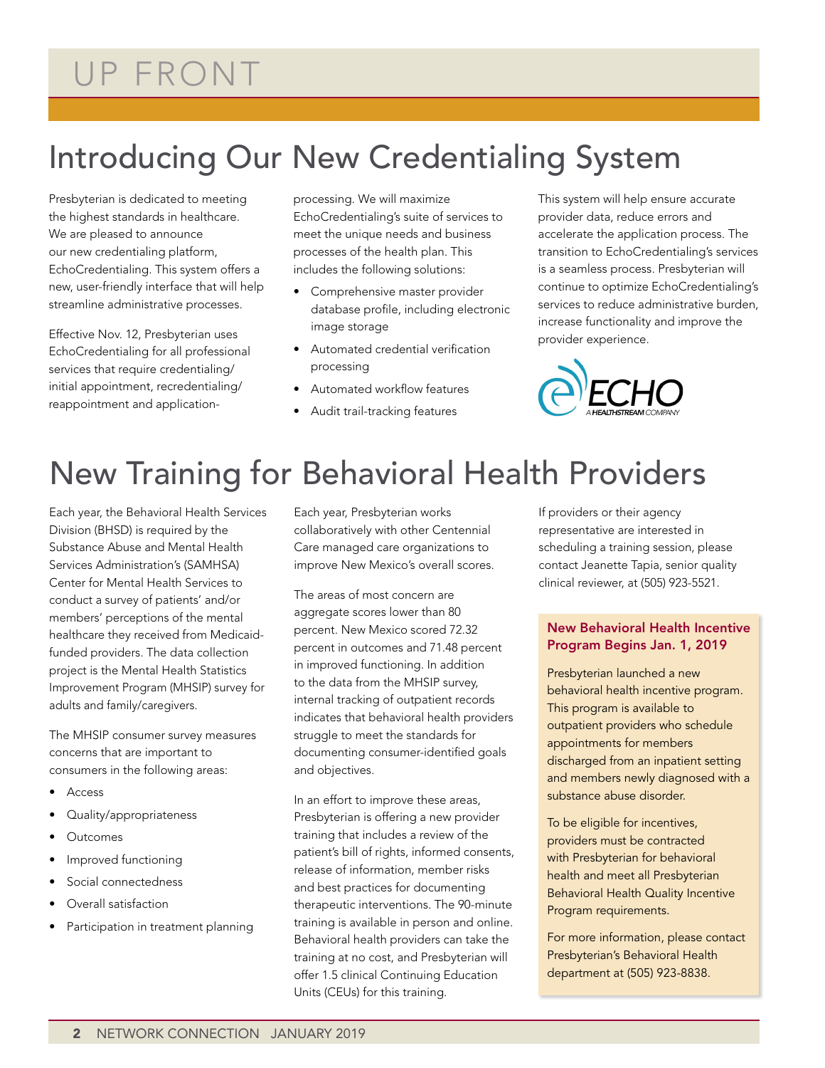# UP FRONT

## Introducing Our New Credentialing System

Presbyterian is dedicated to meeting the highest standards in healthcare. We are pleased to announce our new credentialing platform, EchoCredentialing. This system offers a new, user-friendly interface that will help streamline administrative processes.

Effective Nov. 12, Presbyterian uses EchoCredentialing for all professional services that require credentialing/initial appointment, recredentialing/reappointment and application-processing. We will maximize EchoCredentialing's suite of services to meet the unique needs and business processes of the health plan. This includes the following solutions:

- Comprehensive master provider database profile, including electronic image storage
- Automated credential verification processing
- Automated workflow features
- Audit trail-tracking features

This system will help ensure accurate provider data, reduce errors and accelerate the application process. The transition to EchoCredentialing's services is a seamless process. Presbyterian will continue to optimize EchoCredentialing's services to reduce administrative burden, increase functionality and improve the provider experience.

ECHO
A HEALTHSTREAM COMPANY

## New Training for Behavioral Health Providers

Each year, the Behavioral Health Services Division (BHSD) is required by the Substance Abuse and Mental Health Services Administration's (SAMHSA) Center for Mental Health Services to conduct a survey of patients' and/or members' perceptions of the mental healthcare they received from Medicaid-funded providers. The data collection project is the Mental Health Statistics Improvement Program (MHSIP) survey for adults and family/caregivers.

The MHSIP consumer survey measures concerns that are important to consumers in the following areas:

- Access
- Quality/appropriateness
- Outcomes
- Improved functioning
- Social connectedness
- Overall satisfaction
- Participation in treatment planning

Each year, Presbyterian works collaboratively with other Centennial Care managed care organizations to improve New Mexico's overall scores.

The areas of most concern are aggregate scores lower than 80 percent. New Mexico scored 72.32 percent in outcomes and 71.48 percent in improved functioning. In addition to the data from the MHSIP survey, internal tracking of outpatient records indicates that behavioral health providers struggle to meet the standards for documenting consumer-identified goals and objectives.

In an effort to improve these areas, Presbyterian is offering a new provider training that includes a review of the patient's bill of rights, informed consents, release of information, member risks and best practices for documenting therapeutic interventions. The 90-minute training is available in person and online. Behavioral health providers can take the training at no cost, and Presbyterian will offer 1.5 clinical Continuing Education Units (CEUs) for this training.

If providers or their agency representative are interested in scheduling a training session, please contact Jeanette Tapia, senior quality clinical reviewer, at (505) 923-5521.

### New Behavioral Health Incentive Program Begins Jan. 1, 2019

Presbyterian launched a new behavioral health incentive program. This program is available to outpatient providers who schedule appointments for members discharged from an inpatient setting and members newly diagnosed with a substance abuse disorder.

To be eligible for incentives, providers must be contracted with Presbyterian for behavioral health and meet all Presbyterian Behavioral Health Quality Incentive Program requirements.

For more information, please contact Presbyterian's Behavioral Health department at (505) 923-8838.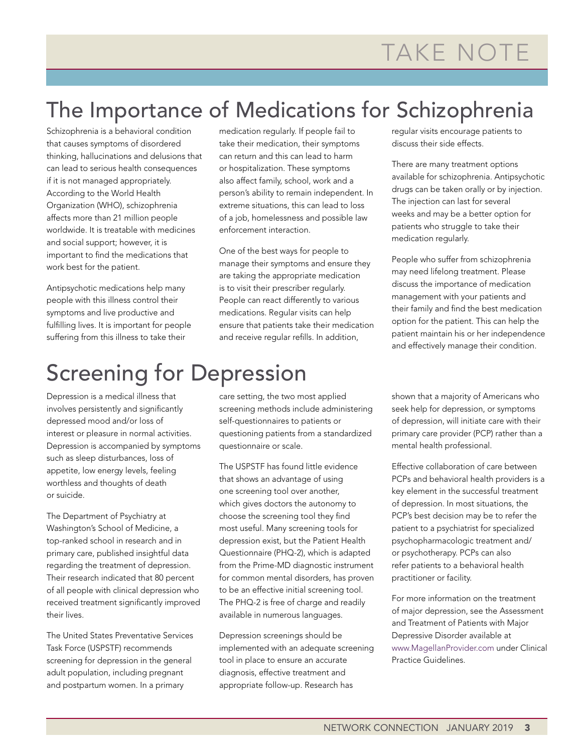# TAKE NOTE

## The Importance of Medications for Schizophrenia

Schizophrenia is a behavioral condition that causes symptoms of disordered thinking, hallucinations and delusions that can lead to serious health consequences if it is not managed appropriately. According to the World Health Organization (WHO), schizophrenia affects more than 21 million people worldwide. It is treatable with medicines and social support; however, it is important to find the medications that work best for the patient.

Antipsychotic medications help many people with this illness control their symptoms and live productive and fulfilling lives. It is important for people suffering from this illness to take their medication regularly. If people fail to take their medication, their symptoms can return and this can lead to harm or hospitalization. These symptoms also affect family, school, work and a person's ability to remain independent. In extreme situations, this can lead to loss of a job, homelessness and possible law enforcement interaction.

One of the best ways for people to manage their symptoms and ensure they are taking the appropriate medication is to visit their prescriber regularly. People can react differently to various medications. Regular visits can help ensure that patients take their medication and receive regular refills. In addition, regular visits encourage patients to discuss their side effects.

There are many treatment options available for schizophrenia. Antipsychotic drugs can be taken orally or by injection. The injection can last for several weeks and may be a better option for patients who struggle to take their medication regularly.

People who suffer from schizophrenia may need lifelong treatment. Please discuss the importance of medication management with your patients and their family and find the best medication option for the patient. This can help the patient maintain his or her independence and effectively manage their condition.

## Screening for Depression

Depression is a medical illness that involves persistently and significantly depressed mood and/or loss of interest or pleasure in normal activities. Depression is accompanied by symptoms such as sleep disturbances, loss of appetite, low energy levels, feeling worthless and thoughts of death or suicide.

The Department of Psychiatry at Washington's School of Medicine, a top-ranked school in research and in primary care, published insightful data regarding the treatment of depression. Their research indicated that 80 percent of all people with clinical depression who received treatment significantly improved their lives.

The United States Preventative Services Task Force (USPSTF) recommends screening for depression in the general adult population, including pregnant and postpartum women. In a primary care setting, the two most applied screening methods include administering self-questionnaires to patients or questioning patients from a standardized questionnaire or scale.

The USPSTF has found little evidence that shows an advantage of using one screening tool over another, which gives doctors the autonomy to choose the screening tool they find most useful. Many screening tools for depression exist, but the Patient Health Questionnaire (PHQ-2), which is adapted from the Prime-MD diagnostic instrument for common mental disorders, has proven to be an effective initial screening tool. The PHQ-2 is free of charge and readily available in numerous languages.

Depression screenings should be implemented with an adequate screening tool in place to ensure an accurate diagnosis, effective treatment and appropriate follow-up. Research has shown that a majority of Americans who seek help for depression, or symptoms of depression, will initiate care with their primary care provider (PCP) rather than a mental health professional.

Effective collaboration of care between PCPs and behavioral health providers is a key element in the successful treatment of depression. In most situations, the PCP's best decision may be to refer the patient to a psychiatrist for specialized psychopharmacologic treatment and/or psychotherapy. PCPs can also refer patients to a behavioral health practitioner or facility.

For more information on the treatment of major depression, see the Assessment and Treatment of Patients with Major Depressive Disorder available at www.MagellanProvider.com under Clinical Practice Guidelines.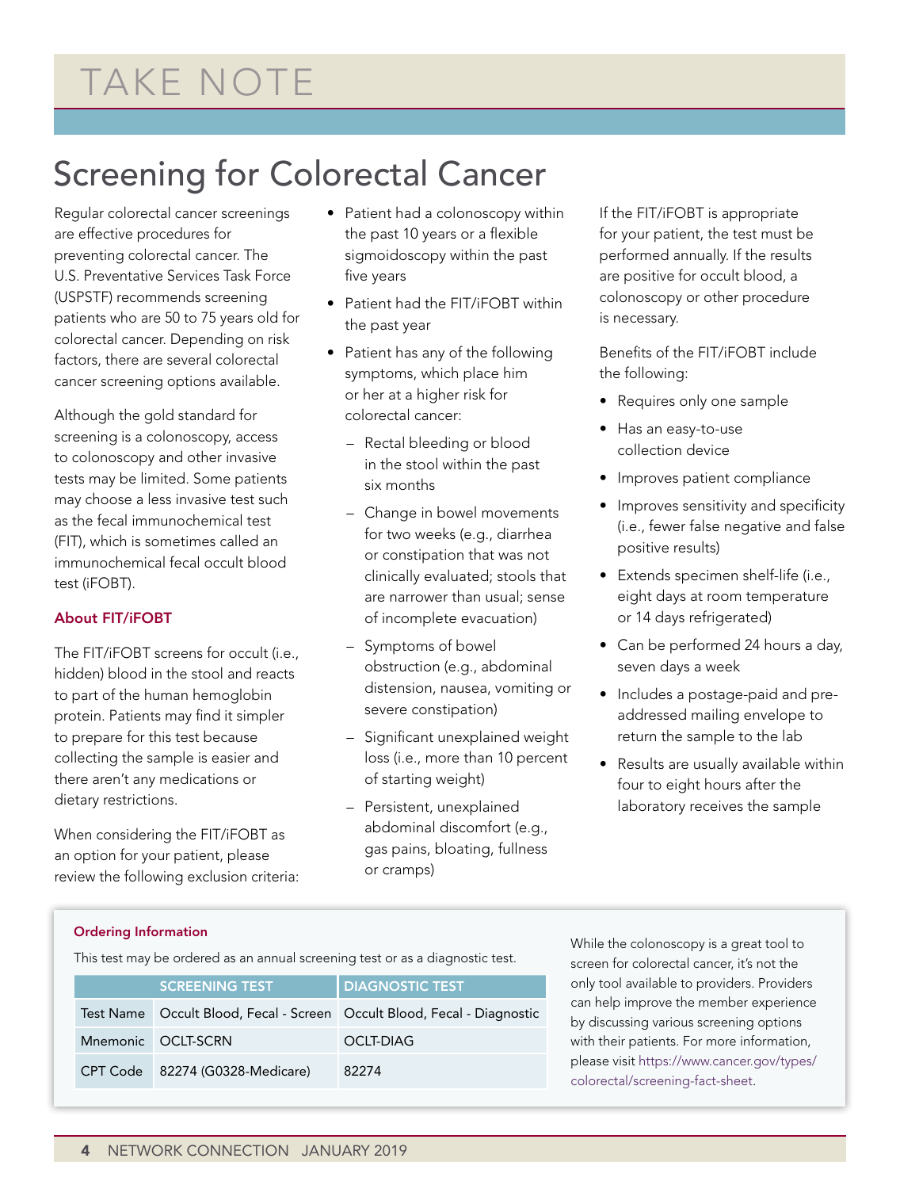# TAKE NOTE

## Screening for Colorectal Cancer

Regular colorectal cancer screenings are effective procedures for preventing colorectal cancer. The U.S. Preventative Services Task Force (USPSTF) recommends screening patients who are 50 to 75 years old for colorectal cancer. Depending on risk factors, there are several colorectal cancer screening options available.

Although the gold standard for screening is a colonoscopy, access to colonoscopy and other invasive tests may be limited. Some patients may choose a less invasive test such as the fecal immunochemical test (FIT), which is sometimes called an immunochemical fecal occult blood test (iFOBT).

### About FIT/iFOBT

The FIT/iFOBT screens for occult (i.e., hidden) blood in the stool and reacts to part of the human hemoglobin protein. Patients may find it simpler to prepare for this test because collecting the sample is easier and there aren't any medications or dietary restrictions.

When considering the FIT/iFOBT as an option for your patient, please review the following exclusion criteria:

- Patient had a colonoscopy within the past 10 years or a flexible sigmoidoscopy within the past five years
- Patient had the FIT/iFOBT within the past year
- Patient has any of the following symptoms, which place him or her at a higher risk for colorectal cancer:
  - Rectal bleeding or blood in the stool within the past six months
  - Change in bowel movements for two weeks (e.g., diarrhea or constipation that was not clinically evaluated; stools that are narrower than usual; sense of incomplete evacuation)
  - Symptoms of bowel obstruction (e.g., abdominal distension, nausea, vomiting or severe constipation)
  - Significant unexplained weight loss (i.e., more than 10 percent of starting weight)
  - Persistent, unexplained abdominal discomfort (e.g., gas pains, bloating, fullness or cramps)

If the FIT/iFOBT is appropriate for your patient, the test must be performed annually. If the results are positive for occult blood, a colonoscopy or other procedure is necessary.

Benefits of the FIT/iFOBT include the following:

- Requires only one sample
- Has an easy-to-use collection device
- Improves patient compliance
- Improves sensitivity and specificity (i.e., fewer false negative and false positive results)
- Extends specimen shelf-life (i.e., eight days at room temperature or 14 days refrigerated)
- Can be performed 24 hours a day, seven days a week
- Includes a postage-paid and pre-addressed mailing envelope to return the sample to the lab
- Results are usually available within four to eight hours after the laboratory receives the sample

### Ordering Information

This test may be ordered as an annual screening test or as a diagnostic test.

| | SCREENING TEST | DIAGNOSTIC TEST |
|---|---|---|
| Test Name | Occult Blood, Fecal - Screen | Occult Blood, Fecal - Diagnostic |
| Mnemonic | OCLT-SCRN | OCLT-DIAG |
| CPT Code | 82274 (G0328-Medicare) | 82274 |

While the colonoscopy is a great tool to screen for colorectal cancer, it's not the only tool available to providers. Providers can help improve the member experience by discussing various screening options with their patients. For more information, please visit https://www.cancer.gov/types/colorectal/screening-fact-sheet.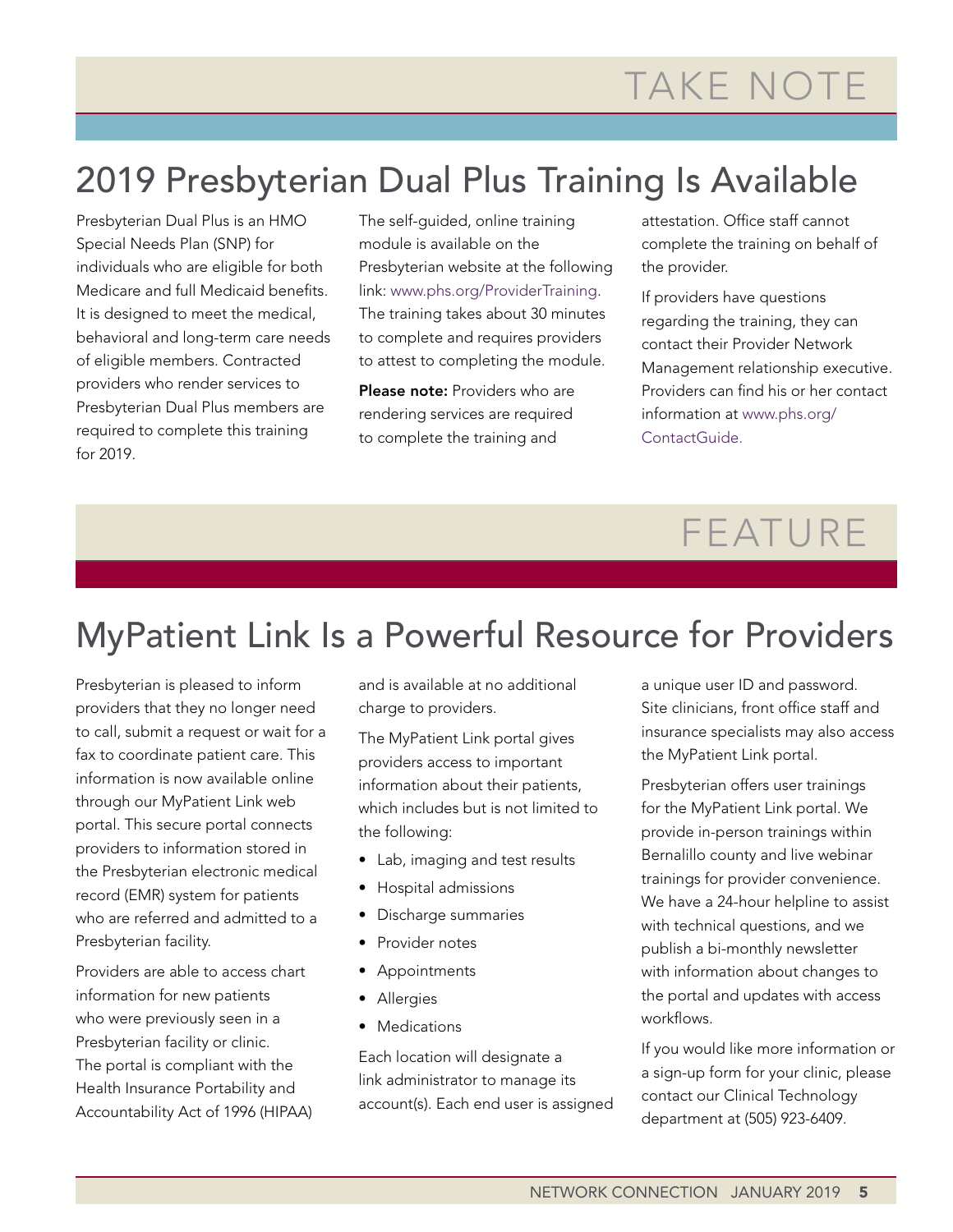TAKE NOTE

## 2019 Presbyterian Dual Plus Training Is Available

Presbyterian Dual Plus is an HMO Special Needs Plan (SNP) for individuals who are eligible for both Medicare and full Medicaid benefits. It is designed to meet the medical, behavioral and long-term care needs of eligible members. Contracted providers who render services to Presbyterian Dual Plus members are required to complete this training for 2019.

The self-guided, online training module is available on the Presbyterian website at the following link: www.phs.org/ProviderTraining. The training takes about 30 minutes to complete and requires providers to attest to completing the module.

**Please note:** Providers who are rendering services are required to complete the training and attestation. Office staff cannot complete the training on behalf of the provider.

If providers have questions regarding the training, they can contact their Provider Network Management relationship executive. Providers can find his or her contact information at www.phs.org/ContactGuide.

FEATURE

## MyPatient Link Is a Powerful Resource for Providers

Presbyterian is pleased to inform providers that they no longer need to call, submit a request or wait for a fax to coordinate patient care. This information is now available online through our MyPatient Link web portal. This secure portal connects providers to information stored in the Presbyterian electronic medical record (EMR) system for patients who are referred and admitted to a Presbyterian facility.

Providers are able to access chart information for new patients who were previously seen in a Presbyterian facility or clinic. The portal is compliant with the Health Insurance Portability and Accountability Act of 1996 (HIPAA) and is available at no additional charge to providers.

The MyPatient Link portal gives providers access to important information about their patients, which includes but is not limited to the following:

- Lab, imaging and test results
- Hospital admissions
- Discharge summaries
- Provider notes
- Appointments
- Allergies
- Medications

Each location will designate a link administrator to manage its account(s). Each end user is assigned a unique user ID and password. Site clinicians, front office staff and insurance specialists may also access the MyPatient Link portal.

Presbyterian offers user trainings for the MyPatient Link portal. We provide in-person trainings within Bernalillo county and live webinar trainings for provider convenience. We have a 24-hour helpline to assist with technical questions, and we publish a bi-monthly newsletter with information about changes to the portal and updates with access workflows.

If you would like more information or a sign-up form for your clinic, please contact our Clinical Technology department at (505) 923-6409.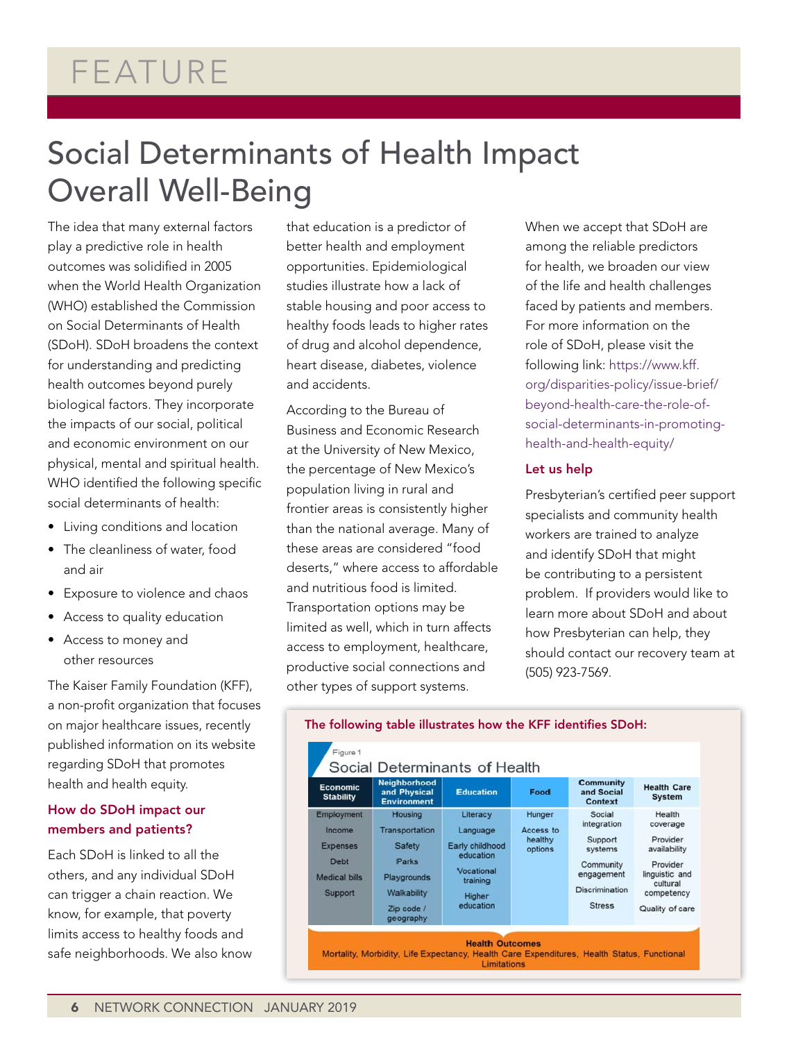# FEATURE

## Social Determinants of Health Impact Overall Well-Being

The idea that many external factors play a predictive role in health outcomes was solidified in 2005 when the World Health Organization (WHO) established the Commission on Social Determinants of Health (SDoH). SDoH broadens the context for understanding and predicting health outcomes beyond purely biological factors. They incorporate the impacts of our social, political and economic environment on our physical, mental and spiritual health. WHO identified the following specific social determinants of health:

- Living conditions and location
- The cleanliness of water, food and air
- Exposure to violence and chaos
- Access to quality education
- Access to money and other resources

The Kaiser Family Foundation (KFF), a non-profit organization that focuses on major healthcare issues, recently published information on its website regarding SDoH that promotes health and health equity.

### How do SDoH impact our members and patients?

Each SDoH is linked to all the others, and any individual SDoH can trigger a chain reaction. We know, for example, that poverty limits access to healthy foods and safe neighborhoods. We also know that education is a predictor of better health and employment opportunities. Epidemiological studies illustrate how a lack of stable housing and poor access to healthy foods leads to higher rates of drug and alcohol dependence, heart disease, diabetes, violence and accidents.

According to the Bureau of Business and Economic Research at the University of New Mexico, the percentage of New Mexico's population living in rural and frontier areas is consistently higher than the national average. Many of these areas are considered "food deserts," where access to affordable and nutritious food is limited. Transportation options may be limited as well, which in turn affects access to employment, healthcare, productive social connections and other types of support systems.

When we accept that SDoH are among the reliable predictors for health, we broaden our view of the life and health challenges faced by patients and members. For more information on the role of SDoH, please visit the following link: https://www.kff.org/disparities-policy/issue-brief/beyond-health-care-the-role-of-social-determinants-in-promoting-health-and-health-equity/

### Let us help

Presbyterian's certified peer support specialists and community health workers are trained to analyze and identify SDoH that might be contributing to a persistent problem. If providers would like to learn more about SDoH and about how Presbyterian can help, they should contact our recovery team at (505) 923-7569.

**The following table illustrates how the KFF identifies SDoH:**

Figure 1

Social Determinants of Health

| Economic Stability | Neighborhood and Physical Environment | Education | Food | Community and Social Context | Health Care System |
|---|---|---|---|---|---|
| Employment<br>Income<br>Expenses<br>Debt<br>Medical bills<br>Support | Housing<br>Transportation<br>Safety<br>Parks<br>Playgrounds<br>Walkability<br>Zip code / geography | Literacy<br>Language<br>Early childhood education<br>Vocational training<br>Higher education | Hunger<br>Access to healthy options | Social integration<br>Support systems<br>Community engagement<br>Discrimination<br>Stress | Health coverage<br>Provider availability<br>Provider linguistic and cultural competency<br>Quality of care |

**Health Outcomes**
Mortality, Morbidity, Life Expectancy, Health Care Expenditures, Health Status, Functional Limitations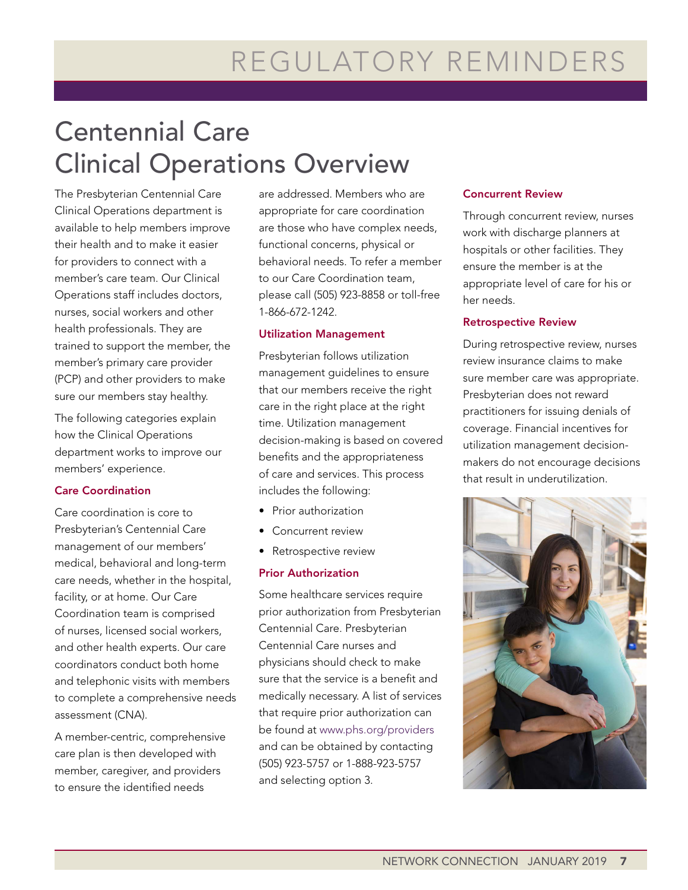# Centennial Care Clinical Operations Overview

The Presbyterian Centennial Care Clinical Operations department is available to help members improve their health and to make it easier for providers to connect with a member's care team. Our Clinical Operations staff includes doctors, nurses, social workers and other health professionals. They are trained to support the member, the member's primary care provider (PCP) and other providers to make sure our members stay healthy.

The following categories explain how the Clinical Operations department works to improve our members' experience.

### Care Coordination

Care coordination is core to Presbyterian's Centennial Care management of our members' medical, behavioral and long-term care needs, whether in the hospital, facility, or at home. Our Care Coordination team is comprised of nurses, licensed social workers, and other health experts. Our care coordinators conduct both home and telephonic visits with members to complete a comprehensive needs assessment (CNA).

A member-centric, comprehensive care plan is then developed with member, caregiver, and providers to ensure the identified needs are addressed. Members who are appropriate for care coordination are those who have complex needs, functional concerns, physical or behavioral needs. To refer a member to our Care Coordination team, please call (505) 923-8858 or toll-free 1-866-672-1242.

### Utilization Management

Presbyterian follows utilization management guidelines to ensure that our members receive the right care in the right place at the right time. Utilization management decision-making is based on covered benefits and the appropriateness of care and services. This process includes the following:

- Prior authorization
- Concurrent review
- Retrospective review

### Prior Authorization

Some healthcare services require prior authorization from Presbyterian Centennial Care. Presbyterian Centennial Care nurses and physicians should check to make sure that the service is a benefit and medically necessary. A list of services that require prior authorization can be found at www.phs.org/providers and can be obtained by contacting (505) 923-5757 or 1-888-923-5757 and selecting option 3.

### Concurrent Review

Through concurrent review, nurses work with discharge planners at hospitals or other facilities. They ensure the member is at the appropriate level of care for his or her needs.

### Retrospective Review

During retrospective review, nurses review insurance claims to make sure member care was appropriate. Presbyterian does not reward practitioners for issuing denials of coverage. Financial incentives for utilization management decision-makers do not encourage decisions that result in underutilization.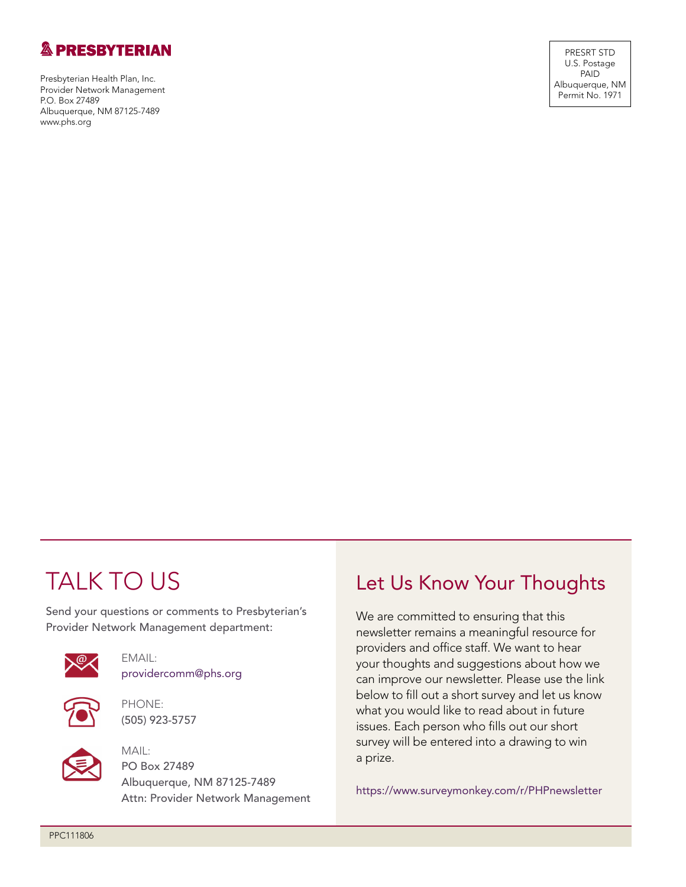**PRESBYTERIAN**

Presbyterian Health Plan, Inc.
Provider Network Management
P.O. Box 27489
Albuquerque, NM 87125-7489
www.phs.org

PRESRT STD
U.S. Postage
PAID
Albuquerque, NM
Permit No. 1971

# TALK TO US

Send your questions or comments to Presbyterian's Provider Network Management department:

EMAIL:
providercomm@phs.org

PHONE:
(505) 923-5757

MAIL:
PO Box 27489
Albuquerque, NM 87125-7489
Attn: Provider Network Management

## Let Us Know Your Thoughts

We are committed to ensuring that this newsletter remains a meaningful resource for providers and office staff. We want to hear your thoughts and suggestions about how we can improve our newsletter. Please use the link below to fill out a short survey and let us know what you would like to read about in future issues. Each person who fills out our short survey will be entered into a drawing to win a prize.

https://www.surveymonkey.com/r/PHPnewsletter

PPC111806